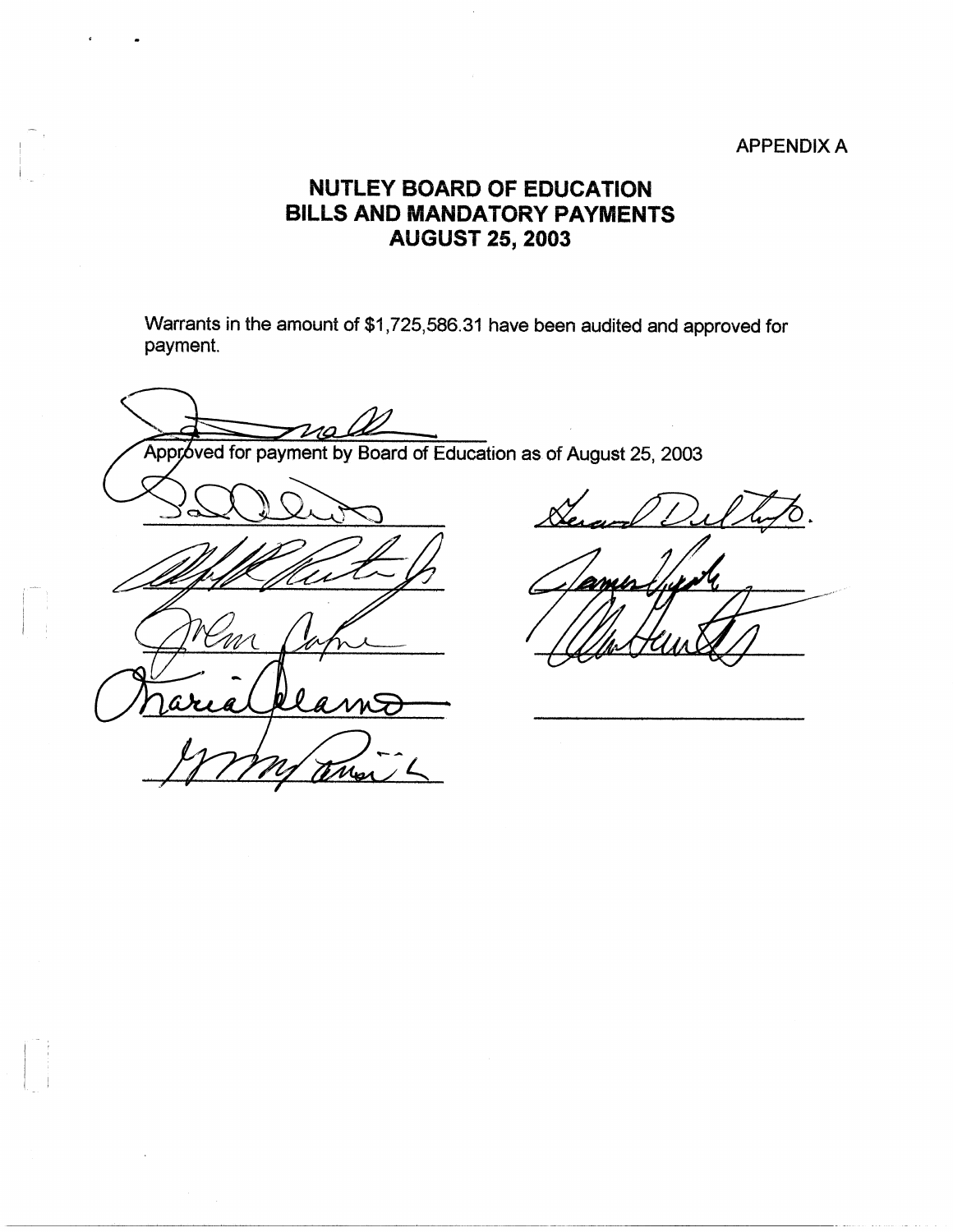APPENDIX A

# NUTLEY BOARD OF EDUCATION
## BILLS AND MANDATORY PAYMENTS
## AUGUST 25, 2003

Warrants in the amount of $1,725,586.31 have been audited and approved for payment.

Approved for payment by Board of Education as of August 25, 2003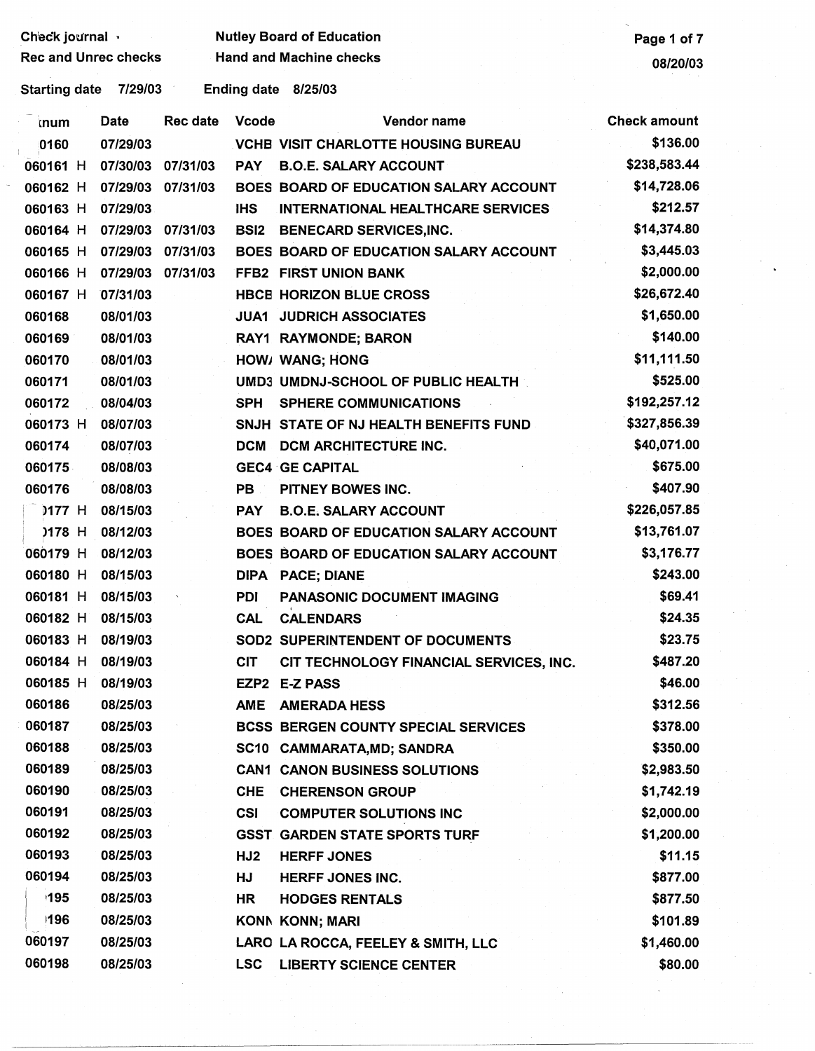Check journal · Nutley Board of Education
Rec and Unrec checks Hand and Machine checks

08/20/03

Starting date 7/29/03 Ending date 8/25/03

| Cknum | | Date | Rec date | Vcode | Vendor name | Check amount |
|---|---|---|---|---|---|---|
| 0160 | | 07/29/03 | | VCHB | VISIT CHARLOTTE HOUSING BUREAU | $136.00 |
| 060161 | H | 07/30/03 | 07/31/03 | PAY | B.O.E. SALARY ACCOUNT | $238,583.44 |
| 060162 | H | 07/29/03 | 07/31/03 | BOES | BOARD OF EDUCATION SALARY ACCOUNT | $14,728.06 |
| 060163 | H | 07/29/03 | | IHS | INTERNATIONAL HEALTHCARE SERVICES | $212.57 |
| 060164 | H | 07/29/03 | 07/31/03 | BSI2 | BENECARD SERVICES,INC. | $14,374.80 |
| 060165 | H | 07/29/03 | 07/31/03 | BOES | BOARD OF EDUCATION SALARY ACCOUNT | $3,445.03 |
| 060166 | H | 07/29/03 | 07/31/03 | FFB2 | FIRST UNION BANK | $2,000.00 |
| 060167 | H | 07/31/03 | | HBCE | HORIZON BLUE CROSS | $26,672.40 |
| 060168 | | 08/01/03 | | JUA1 | JUDRICH ASSOCIATES | $1,650.00 |
| 060169 | | 08/01/03 | | RAY1 | RAYMONDE; BARON | $140.00 |
| 060170 | | 08/01/03 | | HOW/ | WANG; HONG | $11,111.50 |
| 060171 | | 08/01/03 | | UMD3 | UMDNJ-SCHOOL OF PUBLIC HEALTH | $525.00 |
| 060172 | | 08/04/03 | | SPH | SPHERE COMMUNICATIONS | $192,257.12 |
| 060173 | H | 08/07/03 | | SNJH | STATE OF NJ HEALTH BENEFITS FUND | $327,856.39 |
| 060174 | | 08/07/03 | | DCM | DCM ARCHITECTURE INC. | $40,071.00 |
| 060175 | | 08/08/03 | | GEC4 | GE CAPITAL | $675.00 |
| 060176 | | 08/08/03 | | PB | PITNEY BOWES INC. | $407.90 |
| 0177 | H | 08/15/03 | | PAY | B.O.E. SALARY ACCOUNT | $226,057.85 |
| 0178 | H | 08/12/03 | | BOES | BOARD OF EDUCATION SALARY ACCOUNT | $13,761.07 |
| 060179 | H | 08/12/03 | | BOES | BOARD OF EDUCATION SALARY ACCOUNT | $3,176.77 |
| 060180 | H | 08/15/03 | | DIPA | PACE; DIANE | $243.00 |
| 060181 | H | 08/15/03 | | PDI | PANASONIC DOCUMENT IMAGING | $69.41 |
| 060182 | H | 08/15/03 | | CAL | CALENDARS | $24.35 |
| 060183 | H | 08/19/03 | | SOD2 | SUPERINTENDENT OF DOCUMENTS | $23.75 |
| 060184 | H | 08/19/03 | | CIT | CIT TECHNOLOGY FINANCIAL SERVICES, INC. | $487.20 |
| 060185 | H | 08/19/03 | | EZP2 | E-Z PASS | $46.00 |
| 060186 | | 08/25/03 | | AME | AMERADA HESS | $312.56 |
| 060187 | | 08/25/03 | | BCSS | BERGEN COUNTY SPECIAL SERVICES | $378.00 |
| 060188 | | 08/25/03 | | SC10 | CAMMARATA,MD; SANDRA | $350.00 |
| 060189 | | 08/25/03 | | CAN1 | CANON BUSINESS SOLUTIONS | $2,983.50 |
| 060190 | | 08/25/03 | | CHE | CHERENSON GROUP | $1,742.19 |
| 060191 | | 08/25/03 | | CSI | COMPUTER SOLUTIONS INC | $2,000.00 |
| 060192 | | 08/25/03 | | GSST | GARDEN STATE SPORTS TURF | $1,200.00 |
| 060193 | | 08/25/03 | | HJ2 | HERFF JONES | $11.15 |
| 060194 | | 08/25/03 | | HJ | HERFF JONES INC. | $877.00 |
| 195 | | 08/25/03 | | HR | HODGES RENTALS | $877.50 |
| 196 | | 08/25/03 | | KONN | KONN; MARI | $101.89 |
| 060197 | | 08/25/03 | | LARO | LA ROCCA, FEELEY & SMITH, LLC | $1,460.00 |
| 060198 | | 08/25/03 | | LSC | LIBERTY SCIENCE CENTER | $80.00 |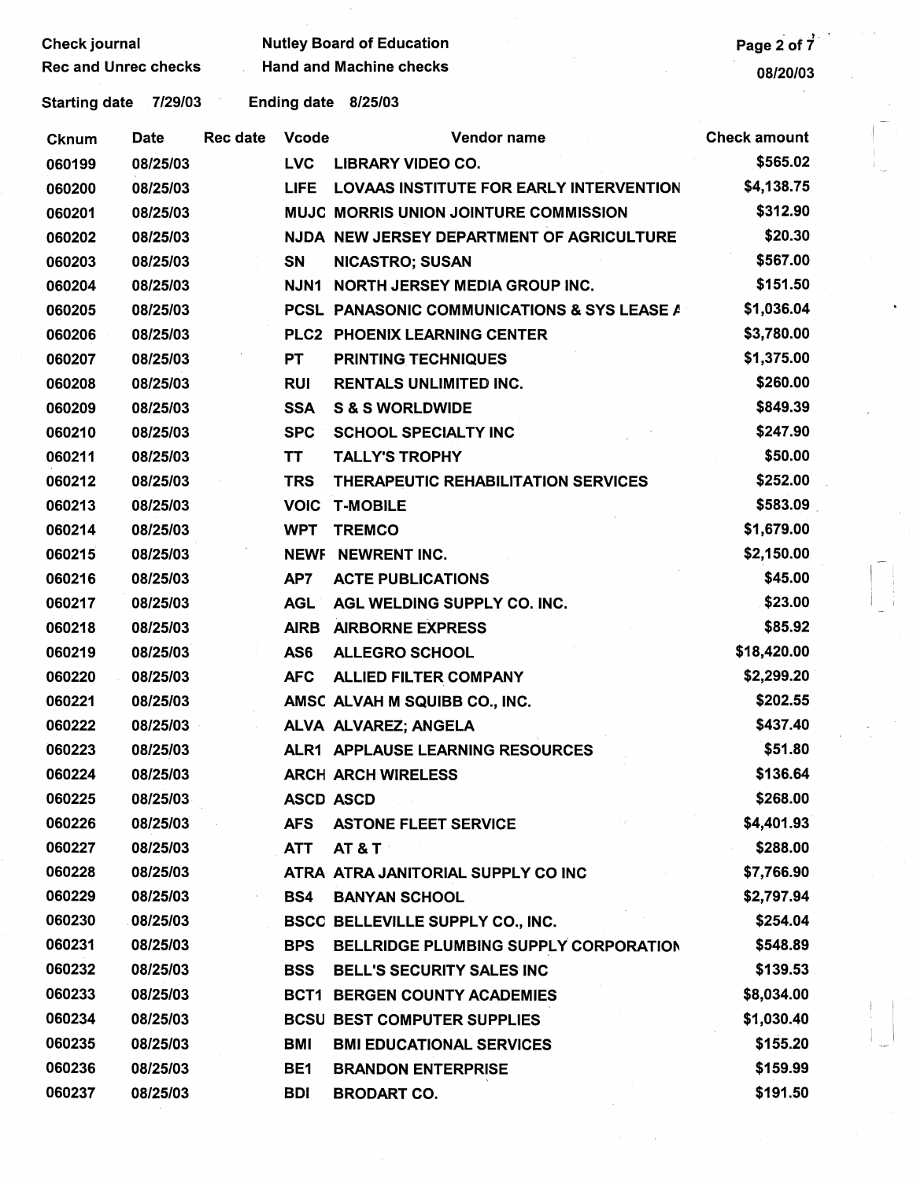Check journal | Nutley Board of Education
Rec and Unrec checks | Hand and Machine checks

08/20/03

Starting date 7/29/03 Ending date 8/25/03

| Cknum | Date | Rec date | Vcode | Vendor name | Check amount |
|---|---|---|---|---|---|
| 060199 | 08/25/03 | | LVC | LIBRARY VIDEO CO. | $565.02 |
| 060200 | 08/25/03 | | LIFE | LOVAAS INSTITUTE FOR EARLY INTERVENTION | $4,138.75 |
| 060201 | 08/25/03 | | MUJC | MORRIS UNION JOINTURE COMMISSION | $312.90 |
| 060202 | 08/25/03 | | NJDA | NEW JERSEY DEPARTMENT OF AGRICULTURE | $20.30 |
| 060203 | 08/25/03 | | SN | NICASTRO; SUSAN | $567.00 |
| 060204 | 08/25/03 | | NJN1 | NORTH JERSEY MEDIA GROUP INC. | $151.50 |
| 060205 | 08/25/03 | | PCSL | PANASONIC COMMUNICATIONS & SYS LEASE A | $1,036.04 |
| 060206 | 08/25/03 | | PLC2 | PHOENIX LEARNING CENTER | $3,780.00 |
| 060207 | 08/25/03 | | PT | PRINTING TECHNIQUES | $1,375.00 |
| 060208 | 08/25/03 | | RUI | RENTALS UNLIMITED INC. | $260.00 |
| 060209 | 08/25/03 | | SSA | S & S WORLDWIDE | $849.39 |
| 060210 | 08/25/03 | | SPC | SCHOOL SPECIALTY INC | $247.90 |
| 060211 | 08/25/03 | | TT | TALLY'S TROPHY | $50.00 |
| 060212 | 08/25/03 | | TRS | THERAPEUTIC REHABILITATION SERVICES | $252.00 |
| 060213 | 08/25/03 | | VOIC | T-MOBILE | $583.09 |
| 060214 | 08/25/03 | | WPT | TREMCO | $1,679.00 |
| 060215 | 08/25/03 | | NEWF | NEWRENT INC. | $2,150.00 |
| 060216 | 08/25/03 | | AP7 | ACTE PUBLICATIONS | $45.00 |
| 060217 | 08/25/03 | | AGL | AGL WELDING SUPPLY CO. INC. | $23.00 |
| 060218 | 08/25/03 | | AIRB | AIRBORNE EXPRESS | $85.92 |
| 060219 | 08/25/03 | | AS6 | ALLEGRO SCHOOL | $18,420.00 |
| 060220 | 08/25/03 | | AFC | ALLIED FILTER COMPANY | $2,299.20 |
| 060221 | 08/25/03 | | AMSC | ALVAH M SQUIBB CO., INC. | $202.55 |
| 060222 | 08/25/03 | | ALVA | ALVAREZ; ANGELA | $437.40 |
| 060223 | 08/25/03 | | ALR1 | APPLAUSE LEARNING RESOURCES | $51.80 |
| 060224 | 08/25/03 | | ARCH | ARCH WIRELESS | $136.64 |
| 060225 | 08/25/03 | | ASCD | ASCD | $268.00 |
| 060226 | 08/25/03 | | AFS | ASTONE FLEET SERVICE | $4,401.93 |
| 060227 | 08/25/03 | | ATT | AT & T | $288.00 |
| 060228 | 08/25/03 | | ATRA | ATRA JANITORIAL SUPPLY CO INC | $7,766.90 |
| 060229 | 08/25/03 | | BS4 | BANYAN SCHOOL | $2,797.94 |
| 060230 | 08/25/03 | | BSCC | BELLEVILLE SUPPLY CO., INC. | $254.04 |
| 060231 | 08/25/03 | | BPS | BELLRIDGE PLUMBING SUPPLY CORPORATION | $548.89 |
| 060232 | 08/25/03 | | BSS | BELL'S SECURITY SALES INC | $139.53 |
| 060233 | 08/25/03 | | BCT1 | BERGEN COUNTY ACADEMIES | $8,034.00 |
| 060234 | 08/25/03 | | BCSU | BEST COMPUTER SUPPLIES | $1,030.40 |
| 060235 | 08/25/03 | | BMI | BMI EDUCATIONAL SERVICES | $155.20 |
| 060236 | 08/25/03 | | BE1 | BRANDON ENTERPRISE | $159.99 |
| 060237 | 08/25/03 | | BDI | BRODART CO. | $191.50 |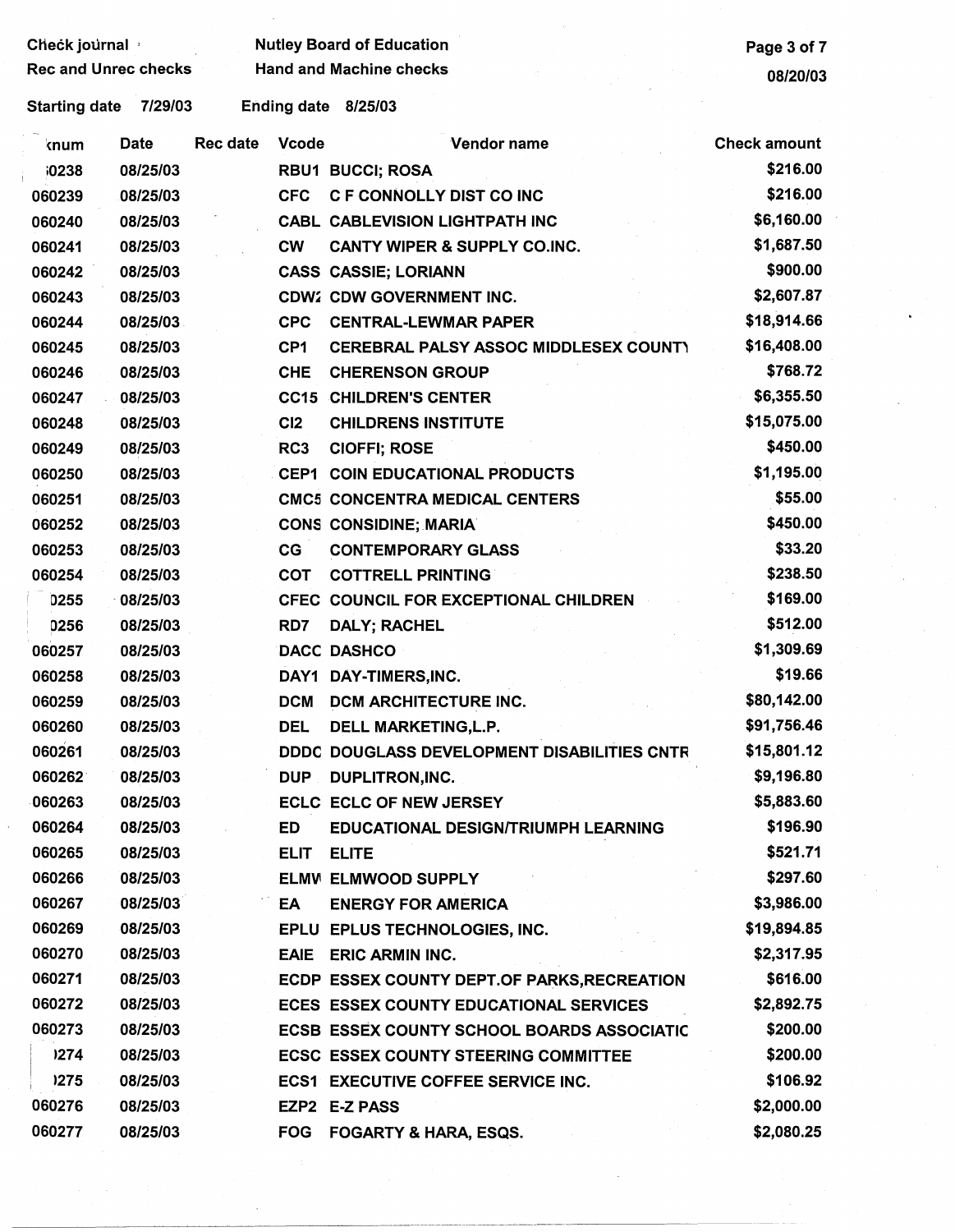Check journal  
Rec and Unrec checks

Nutley Board of Education  
Hand and Machine checks

08/20/03

Starting date 7/29/03    Ending date 8/25/03

| Checknum | Date | Rec date | Vcode | Vendor name | Check amount |
|---|---|---|---|---|---|
| 060238 | 08/25/03 | | RBU1 | BUCCI; ROSA | $216.00 |
| 060239 | 08/25/03 | | CFC | C F CONNOLLY DIST CO INC | $216.00 |
| 060240 | 08/25/03 | | CABL | CABLEVISION LIGHTPATH INC | $6,160.00 |
| 060241 | 08/25/03 | | CW | CANTY WIPER & SUPPLY CO.INC. | $1,687.50 |
| 060242 | 08/25/03 | | CASS | CASSIE; LORIANN | $900.00 |
| 060243 | 08/25/03 | | CDW2 | CDW GOVERNMENT INC. | $2,607.87 |
| 060244 | 08/25/03 | | CPC | CENTRAL-LEWMAR PAPER | $18,914.66 |
| 060245 | 08/25/03 | | CP1 | CEREBRAL PALSY ASSOC MIDDLESEX COUNTY | $16,408.00 |
| 060246 | 08/25/03 | | CHE | CHERENSON GROUP | $768.72 |
| 060247 | 08/25/03 | | CC15 | CHILDREN'S CENTER | $6,355.50 |
| 060248 | 08/25/03 | | CI2 | CHILDRENS INSTITUTE | $15,075.00 |
| 060249 | 08/25/03 | | RC3 | CIOFFI; ROSE | $450.00 |
| 060250 | 08/25/03 | | CEP1 | COIN EDUCATIONAL PRODUCTS | $1,195.00 |
| 060251 | 08/25/03 | | CMC5 | CONCENTRA MEDICAL CENTERS | $55.00 |
| 060252 | 08/25/03 | | CONS | CONSIDINE; MARIA | $450.00 |
| 060253 | 08/25/03 | | CG | CONTEMPORARY GLASS | $33.20 |
| 060254 | 08/25/03 | | COT | COTTRELL PRINTING | $238.50 |
| 060255 | 08/25/03 | | CFEC | COUNCIL FOR EXCEPTIONAL CHILDREN | $169.00 |
| 060256 | 08/25/03 | | RD7 | DALY; RACHEL | $512.00 |
| 060257 | 08/25/03 | | DACC | DASHCO | $1,309.69 |
| 060258 | 08/25/03 | | DAY1 | DAY-TIMERS,INC. | $19.66 |
| 060259 | 08/25/03 | | DCM | DCM ARCHITECTURE INC. | $80,142.00 |
| 060260 | 08/25/03 | | DEL | DELL MARKETING,L.P. | $91,756.46 |
| 060261 | 08/25/03 | | DDDC | DOUGLASS DEVELOPMENT DISABILITIES CNTR | $15,801.12 |
| 060262 | 08/25/03 | | DUP | DUPLITRON,INC. | $9,196.80 |
| 060263 | 08/25/03 | | ECLC | ECLC OF NEW JERSEY | $5,883.60 |
| 060264 | 08/25/03 | | ED | EDUCATIONAL DESIGN/TRIUMPH LEARNING | $196.90 |
| 060265 | 08/25/03 | | ELIT | ELITE | $521.71 |
| 060266 | 08/25/03 | | ELMW | ELMWOOD SUPPLY | $297.60 |
| 060267 | 08/25/03 | | EA | ENERGY FOR AMERICA | $3,986.00 |
| 060269 | 08/25/03 | | EPLU | EPLUS TECHNOLOGIES, INC. | $19,894.85 |
| 060270 | 08/25/03 | | EAIE | ERIC ARMIN INC. | $2,317.95 |
| 060271 | 08/25/03 | | ECDP | ESSEX COUNTY DEPT.OF PARKS,RECREATION | $616.00 |
| 060272 | 08/25/03 | | ECES | ESSEX COUNTY EDUCATIONAL SERVICES | $2,892.75 |
| 060273 | 08/25/03 | | ECSB | ESSEX COUNTY SCHOOL BOARDS ASSOCIATIC | $200.00 |
| 060274 | 08/25/03 | | ECSC | ESSEX COUNTY STEERING COMMITTEE | $200.00 |
| 060275 | 08/25/03 | | ECS1 | EXECUTIVE COFFEE SERVICE INC. | $106.92 |
| 060276 | 08/25/03 | | EZP2 | E-Z PASS | $2,000.00 |
| 060277 | 08/25/03 | | FOG | FOGARTY & HARA, ESQS. | $2,080.25 |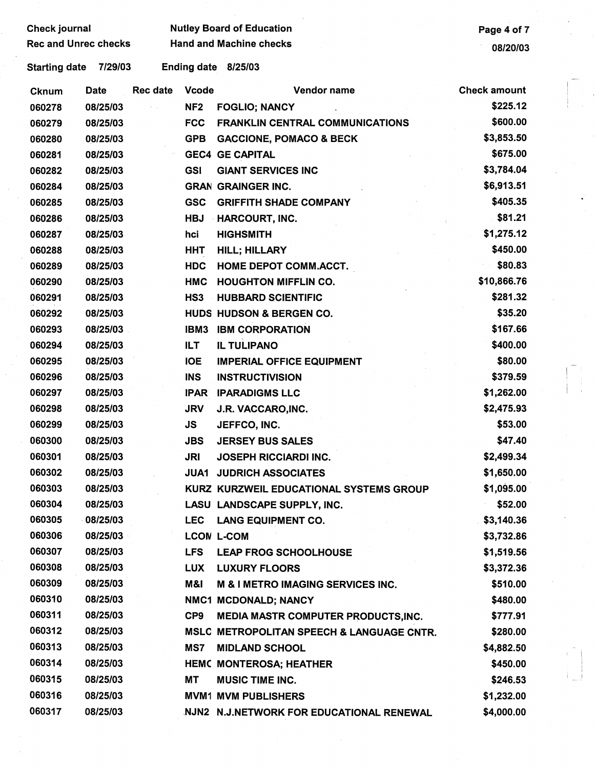Check journal | Nutley Board of Education
Rec and Unrec checks | Hand and Machine checks

Starting date 7/29/03 Ending date 8/25/03

| Cknum | Date | Rec date | Vcode | Vendor name | Check amount |
|---|---|---|---|---|---|
| 060278 | 08/25/03 | | NF2 | FOGLIO; NANCY | $225.12 |
| 060279 | 08/25/03 | | FCC | FRANKLIN CENTRAL COMMUNICATIONS | $600.00 |
| 060280 | 08/25/03 | | GPB | GACCIONE, POMACO & BECK | $3,853.50 |
| 060281 | 08/25/03 | | GEC4 | GE CAPITAL | $675.00 |
| 060282 | 08/25/03 | | GSI | GIANT SERVICES INC | $3,784.04 |
| 060284 | 08/25/03 | | GRAN | GRAINGER INC. | $6,913.51 |
| 060285 | 08/25/03 | | GSC | GRIFFITH SHADE COMPANY | $405.35 |
| 060286 | 08/25/03 | | HBJ | HARCOURT, INC. | $81.21 |
| 060287 | 08/25/03 | | hci | HIGHSMITH | $1,275.12 |
| 060288 | 08/25/03 | | HHT | HILL; HILLARY | $450.00 |
| 060289 | 08/25/03 | | HDC | HOME DEPOT COMM.ACCT. | $80.83 |
| 060290 | 08/25/03 | | HMC | HOUGHTON MIFFLIN CO. | $10,866.76 |
| 060291 | 08/25/03 | | HS3 | HUBBARD SCIENTIFIC | $281.32 |
| 060292 | 08/25/03 | | HUDS | HUDSON & BERGEN CO. | $35.20 |
| 060293 | 08/25/03 | | IBM3 | IBM CORPORATION | $167.66 |
| 060294 | 08/25/03 | | ILT | IL TULIPANO | $400.00 |
| 060295 | 08/25/03 | | IOE | IMPERIAL OFFICE EQUIPMENT | $80.00 |
| 060296 | 08/25/03 | | INS | INSTRUCTIVISION | $379.59 |
| 060297 | 08/25/03 | | IPAR | IPARADIGMS LLC | $1,262.00 |
| 060298 | 08/25/03 | | JRV | J.R. VACCARO,INC. | $2,475.93 |
| 060299 | 08/25/03 | | JS | JEFFCO, INC. | $53.00 |
| 060300 | 08/25/03 | | JBS | JERSEY BUS SALES | $47.40 |
| 060301 | 08/25/03 | | JRI | JOSEPH RICCIARDI INC. | $2,499.34 |
| 060302 | 08/25/03 | | JUA1 | JUDRICH ASSOCIATES | $1,650.00 |
| 060303 | 08/25/03 | | KURZ | KURZWEIL EDUCATIONAL SYSTEMS GROUP | $1,095.00 |
| 060304 | 08/25/03 | | LASU | LANDSCAPE SUPPLY, INC. | $52.00 |
| 060305 | 08/25/03 | | LEC | LANG EQUIPMENT CO. | $3,140.36 |
| 060306 | 08/25/03 | | LCOM | L-COM | $3,732.86 |
| 060307 | 08/25/03 | | LFS | LEAP FROG SCHOOLHOUSE | $1,519.56 |
| 060308 | 08/25/03 | | LUX | LUXURY FLOORS | $3,372.36 |
| 060309 | 08/25/03 | | M&I | M & I METRO IMAGING SERVICES INC. | $510.00 |
| 060310 | 08/25/03 | | NMC1 | MCDONALD; NANCY | $480.00 |
| 060311 | 08/25/03 | | CP9 | MEDIA MASTR COMPUTER PRODUCTS,INC. | $777.91 |
| 060312 | 08/25/03 | | MSLC | METROPOLITAN SPEECH & LANGUAGE CNTR. | $280.00 |
| 060313 | 08/25/03 | | MS7 | MIDLAND SCHOOL | $4,882.50 |
| 060314 | 08/25/03 | | HEMC | MONTEROSA; HEATHER | $450.00 |
| 060315 | 08/25/03 | | MT | MUSIC TIME INC. | $246.53 |
| 060316 | 08/25/03 | | MVM1 | MVM PUBLISHERS | $1,232.00 |
| 060317 | 08/25/03 | | NJN2 | N.J.NETWORK FOR EDUCATIONAL RENEWAL | $4,000.00 |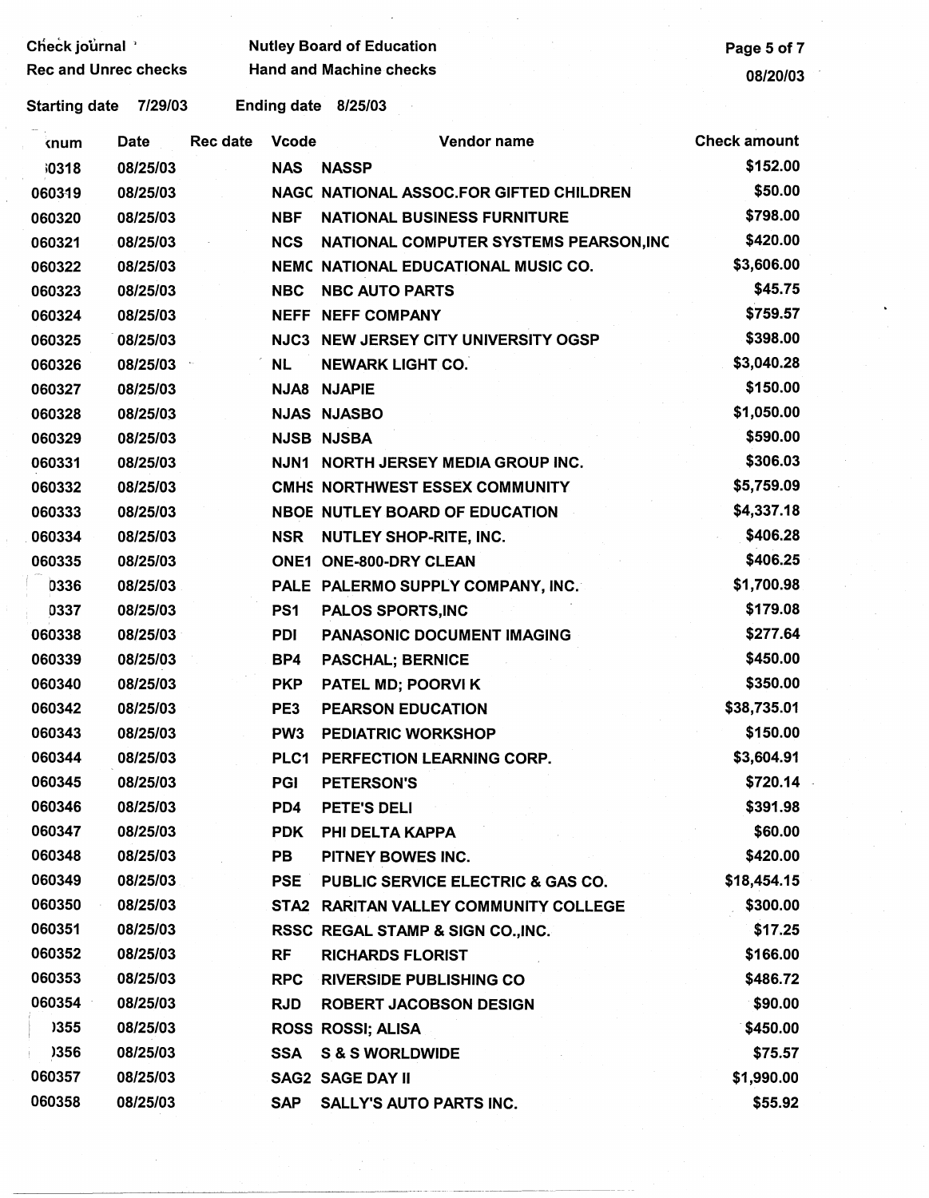Check journal
Rec and Unrec checks

Nutley Board of Education
Hand and Machine checks

08/20/03

Starting date 7/29/03 Ending date 8/25/03

| Chknum | Date | Rec date | Vcode | Vendor name | Check amount |
|---|---|---|---|---|---|
| 060318 | 08/25/03 | | NAS | NASSP | $152.00 |
| 060319 | 08/25/03 | | NAGC | NATIONAL ASSOC.FOR GIFTED CHILDREN | $50.00 |
| 060320 | 08/25/03 | | NBF | NATIONAL BUSINESS FURNITURE | $798.00 |
| 060321 | 08/25/03 | | NCS | NATIONAL COMPUTER SYSTEMS PEARSON,INC | $420.00 |
| 060322 | 08/25/03 | | NEMC | NATIONAL EDUCATIONAL MUSIC CO. | $3,606.00 |
| 060323 | 08/25/03 | | NBC | NBC AUTO PARTS | $45.75 |
| 060324 | 08/25/03 | | NEFF | NEFF COMPANY | $759.57 |
| 060325 | 08/25/03 | | NJC3 | NEW JERSEY CITY UNIVERSITY OGSP | $398.00 |
| 060326 | 08/25/03 | | NL | NEWARK LIGHT CO. | $3,040.28 |
| 060327 | 08/25/03 | | NJA8 | NJAPIE | $150.00 |
| 060328 | 08/25/03 | | NJAS | NJASBO | $1,050.00 |
| 060329 | 08/25/03 | | NJSB | NJSBA | $590.00 |
| 060331 | 08/25/03 | | NJN1 | NORTH JERSEY MEDIA GROUP INC. | $306.03 |
| 060332 | 08/25/03 | | CMHS | NORTHWEST ESSEX COMMUNITY | $5,759.09 |
| 060333 | 08/25/03 | | NBOE | NUTLEY BOARD OF EDUCATION | $4,337.18 |
| 060334 | 08/25/03 | | NSR | NUTLEY SHOP-RITE, INC. | $406.28 |
| 060335 | 08/25/03 | | ONE1 | ONE-800-DRY CLEAN | $406.25 |
| 060336 | 08/25/03 | | PALE | PALERMO SUPPLY COMPANY, INC. | $1,700.98 |
| 060337 | 08/25/03 | | PS1 | PALOS SPORTS,INC | $179.08 |
| 060338 | 08/25/03 | | PDI | PANASONIC DOCUMENT IMAGING | $277.64 |
| 060339 | 08/25/03 | | BP4 | PASCHAL; BERNICE | $450.00 |
| 060340 | 08/25/03 | | PKP | PATEL MD; POORVI K | $350.00 |
| 060342 | 08/25/03 | | PE3 | PEARSON EDUCATION | $38,735.01 |
| 060343 | 08/25/03 | | PW3 | PEDIATRIC WORKSHOP | $150.00 |
| 060344 | 08/25/03 | | PLC1 | PERFECTION LEARNING CORP. | $3,604.91 |
| 060345 | 08/25/03 | | PGI | PETERSON'S | $720.14 |
| 060346 | 08/25/03 | | PD4 | PETE'S DELI | $391.98 |
| 060347 | 08/25/03 | | PDK | PHI DELTA KAPPA | $60.00 |
| 060348 | 08/25/03 | | PB | PITNEY BOWES INC. | $420.00 |
| 060349 | 08/25/03 | | PSE | PUBLIC SERVICE ELECTRIC & GAS CO. | $18,454.15 |
| 060350 | 08/25/03 | | STA2 | RARITAN VALLEY COMMUNITY COLLEGE | $300.00 |
| 060351 | 08/25/03 | | RSSC | REGAL STAMP & SIGN CO.,INC. | $17.25 |
| 060352 | 08/25/03 | | RF | RICHARDS FLORIST | $166.00 |
| 060353 | 08/25/03 | | RPC | RIVERSIDE PUBLISHING CO | $486.72 |
| 060354 | 08/25/03 | | RJD | ROBERT JACOBSON DESIGN | $90.00 |
| 060355 | 08/25/03 | | ROSS | ROSSI; ALISA | $450.00 |
| 060356 | 08/25/03 | | SSA | S & S WORLDWIDE | $75.57 |
| 060357 | 08/25/03 | | SAG2 | SAGE DAY II | $1,990.00 |
| 060358 | 08/25/03 | | SAP | SALLY'S AUTO PARTS INC. | $55.92 |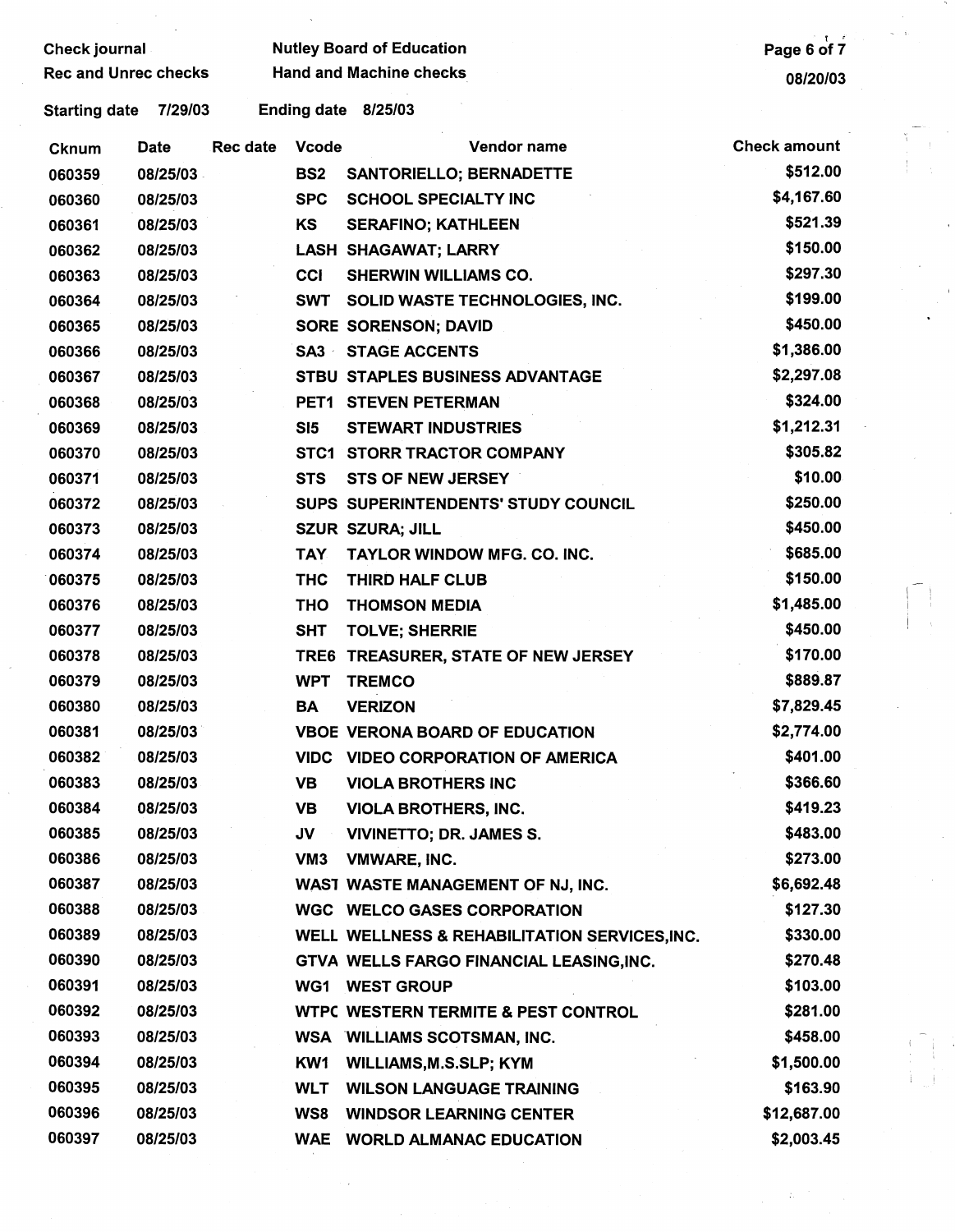| Cknum | Date | Rec date | Vcode | Vendor name | Check amount |
|---|---|---|---|---|---|
| 060359 | 08/25/03 | | BS2 | SANTORIELLO; BERNADETTE | $512.00 |
| 060360 | 08/25/03 | | SPC | SCHOOL SPECIALTY INC | $4,167.60 |
| 060361 | 08/25/03 | | KS | SERAFINO; KATHLEEN | $521.39 |
| 060362 | 08/25/03 | | LASH | SHAGAWAT; LARRY | $150.00 |
| 060363 | 08/25/03 | | CCI | SHERWIN WILLIAMS CO. | $297.30 |
| 060364 | 08/25/03 | | SWT | SOLID WASTE TECHNOLOGIES, INC. | $199.00 |
| 060365 | 08/25/03 | | SORE | SORENSON; DAVID | $450.00 |
| 060366 | 08/25/03 | | SA3 | STAGE ACCENTS | $1,386.00 |
| 060367 | 08/25/03 | | STBU | STAPLES BUSINESS ADVANTAGE | $2,297.08 |
| 060368 | 08/25/03 | | PET1 | STEVEN PETERMAN | $324.00 |
| 060369 | 08/25/03 | | SI5 | STEWART INDUSTRIES | $1,212.31 |
| 060370 | 08/25/03 | | STC1 | STORR TRACTOR COMPANY | $305.82 |
| 060371 | 08/25/03 | | STS | STS OF NEW JERSEY | $10.00 |
| 060372 | 08/25/03 | | SUPS | SUPERINTENDENTS' STUDY COUNCIL | $250.00 |
| 060373 | 08/25/03 | | SZUR | SZURA; JILL | $450.00 |
| 060374 | 08/25/03 | | TAY | TAYLOR WINDOW MFG. CO. INC. | $685.00 |
| 060375 | 08/25/03 | | THC | THIRD HALF CLUB | $150.00 |
| 060376 | 08/25/03 | | THO | THOMSON MEDIA | $1,485.00 |
| 060377 | 08/25/03 | | SHT | TOLVE; SHERRIE | $450.00 |
| 060378 | 08/25/03 | | TRE6 | TREASURER, STATE OF NEW JERSEY | $170.00 |
| 060379 | 08/25/03 | | WPT | TREMCO | $889.87 |
| 060380 | 08/25/03 | | BA | VERIZON | $7,829.45 |
| 060381 | 08/25/03 | | VBOE | VERONA BOARD OF EDUCATION | $2,774.00 |
| 060382 | 08/25/03 | | VIDC | VIDEO CORPORATION OF AMERICA | $401.00 |
| 060383 | 08/25/03 | | VB | VIOLA BROTHERS INC | $366.60 |
| 060384 | 08/25/03 | | VB | VIOLA BROTHERS, INC. | $419.23 |
| 060385 | 08/25/03 | | JV | VIVINETTO; DR. JAMES S. | $483.00 |
| 060386 | 08/25/03 | | VM3 | VMWARE, INC. | $273.00 |
| 060387 | 08/25/03 | | WAST | WASTE MANAGEMENT OF NJ, INC. | $6,692.48 |
| 060388 | 08/25/03 | | WGC | WELCO GASES CORPORATION | $127.30 |
| 060389 | 08/25/03 | | WELL | WELLNESS & REHABILITATION SERVICES,INC. | $330.00 |
| 060390 | 08/25/03 | | GTVA | WELLS FARGO FINANCIAL LEASING,INC. | $270.48 |
| 060391 | 08/25/03 | | WG1 | WEST GROUP | $103.00 |
| 060392 | 08/25/03 | | WTPC | WESTERN TERMITE & PEST CONTROL | $281.00 |
| 060393 | 08/25/03 | | WSA | WILLIAMS SCOTSMAN, INC. | $458.00 |
| 060394 | 08/25/03 | | KW1 | WILLIAMS,M.S.SLP; KYM | $1,500.00 |
| 060395 | 08/25/03 | | WLT | WILSON LANGUAGE TRAINING | $163.90 |
| 060396 | 08/25/03 | | WS8 | WINDSOR LEARNING CENTER | $12,687.00 |
| 060397 | 08/25/03 | | WAE | WORLD ALMANAC EDUCATION | $2,003.45 |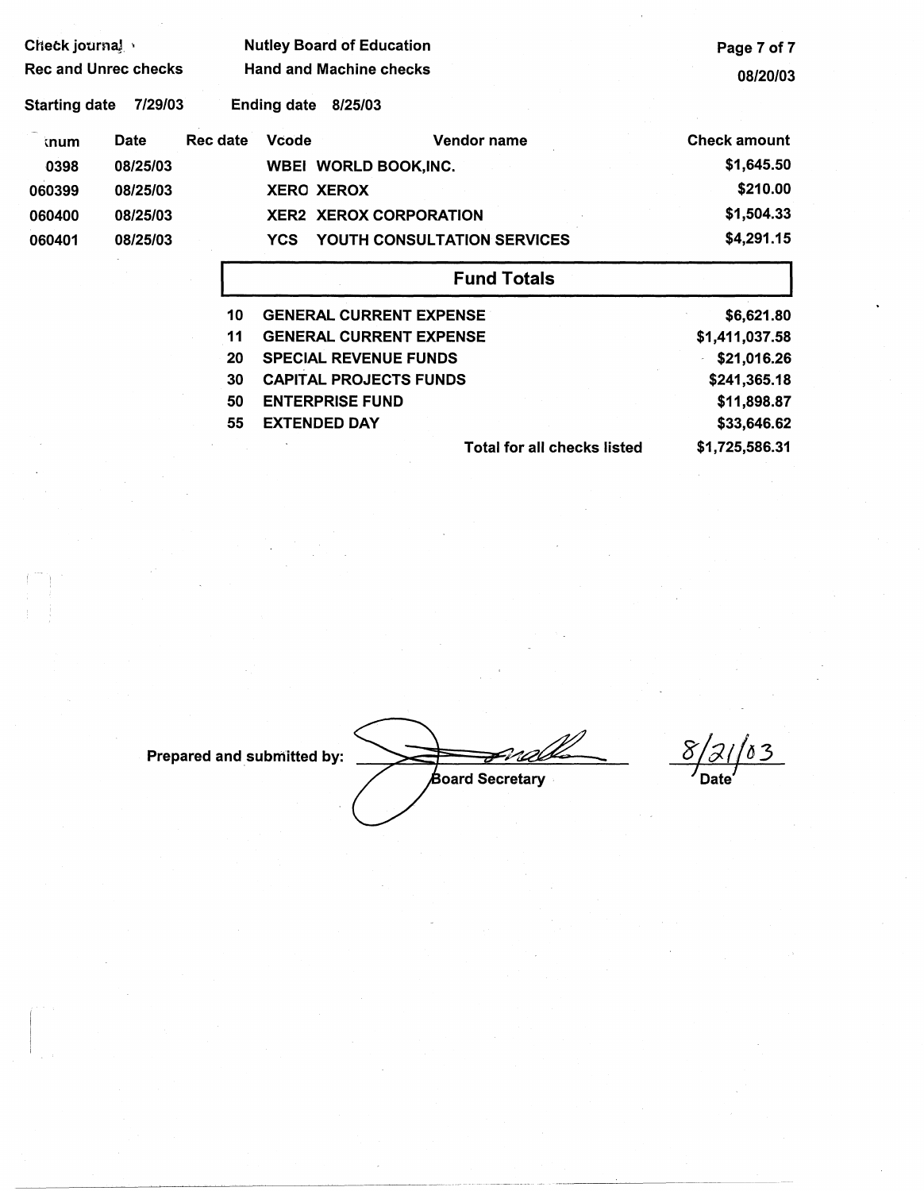Check journal
Rec and Unrec checks

Nutley Board of Education
Hand and Machine checks

08/20/03

Starting date 7/29/03 Ending date 8/25/03

| num | Date | Rec date | Vcode | Vendor name | Check amount |
|---|---|---|---|---|---|
| 0398 | 08/25/03 | | WBEI | WORLD BOOK,INC. | $1,645.50 |
| 060399 | 08/25/03 | | XERO | XEROX | $210.00 |
| 060400 | 08/25/03 | | XER2 | XEROX CORPORATION | $1,504.33 |
| 060401 | 08/25/03 | | YCS | YOUTH CONSULTATION SERVICES | $4,291.15 |

## Fund Totals

| | | |
|---|---|---|
| 10 | GENERAL CURRENT EXPENSE | $6,621.80 |
| 11 | GENERAL CURRENT EXPENSE | $1,411,037.58 |
| 20 | SPECIAL REVENUE FUNDS | $21,016.26 |
| 30 | CAPITAL PROJECTS FUNDS | $241,365.18 |
| 50 | ENTERPRISE FUND | $11,898.87 |
| 55 | EXTENDED DAY | $33,646.62 |
| | Total for all checks listed | $1,725,586.31 |

Prepared and submitted by: ______________________ Board Secretary 8/21/03 Date